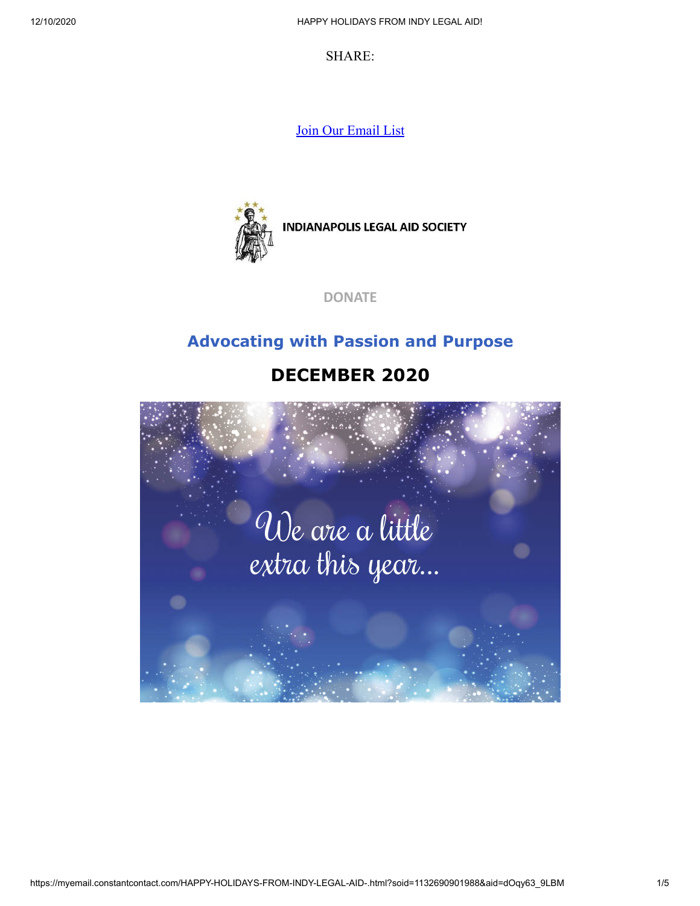SHARE:

[Join Our Email List]

INDIANAPOLIS LEGAL AID SOCIETY

DONATE

## Advocating with Passion and Purpose

## DECEMBER 2020

We are a little extra this year...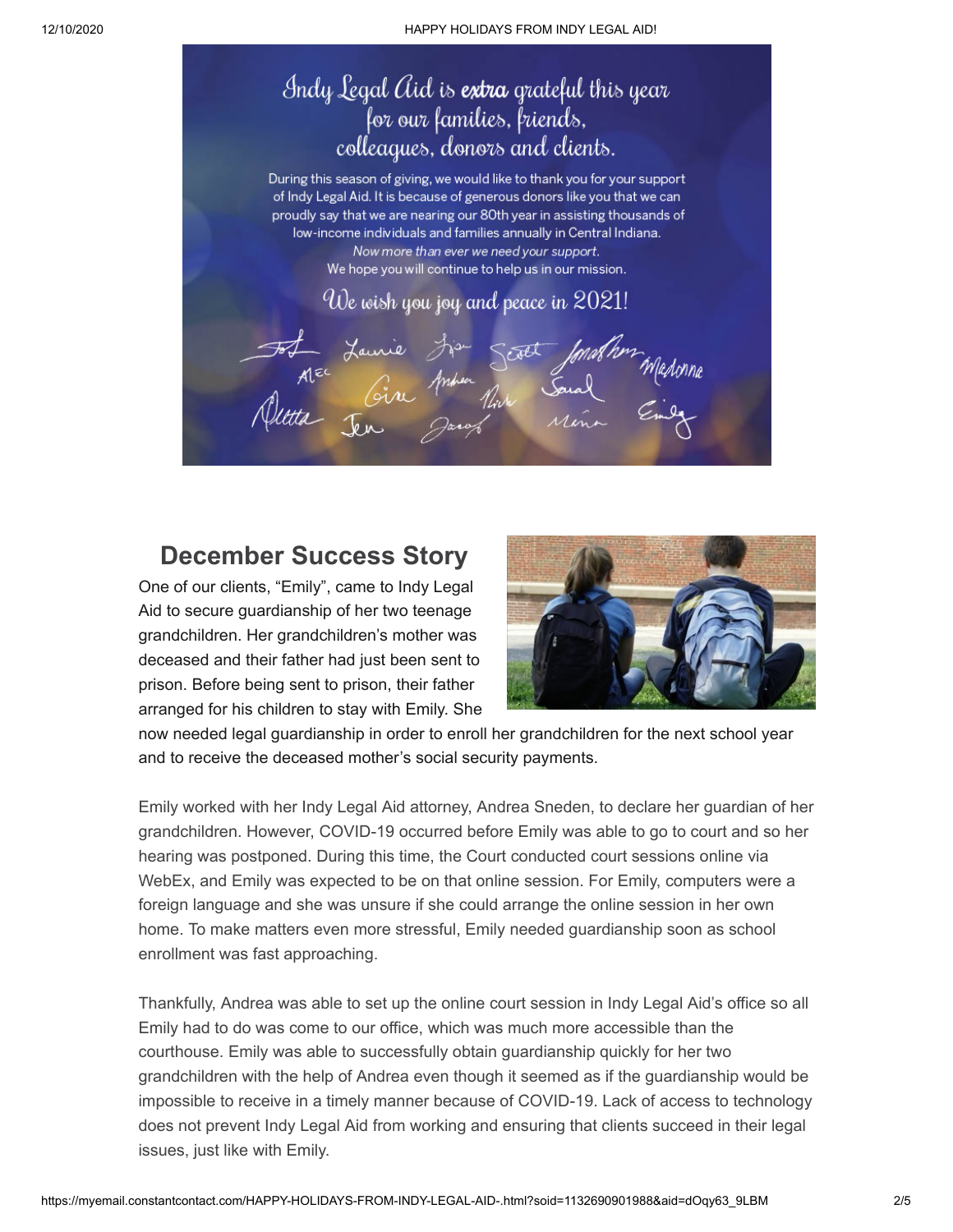Indy Legal Aid is **extra** grateful this year for our families, friends, colleagues, donors and clients.

During this season of giving, we would like to thank you for your support of Indy Legal Aid. It is because of generous donors like you that we can proudly say that we are nearing our 80th year in assisting thousands of low-income individuals and families annually in Central Indiana.

*Now more than ever we need your support.*

We hope you will continue to help us in our mission.

We wish you joy and peace in 2021!

## December Success Story

One of our clients, "Emily", came to Indy Legal Aid to secure guardianship of her two teenage grandchildren. Her grandchildren's mother was deceased and their father had just been sent to prison. Before being sent to prison, their father arranged for his children to stay with Emily. She now needed legal guardianship in order to enroll her grandchildren for the next school year and to receive the deceased mother's social security payments.

Emily worked with her Indy Legal Aid attorney, Andrea Sneden, to declare her guardian of her grandchildren. However, COVID-19 occurred before Emily was able to go to court and so her hearing was postponed. During this time, the Court conducted court sessions online via WebEx, and Emily was expected to be on that online session. For Emily, computers were a foreign language and she was unsure if she could arrange the online session in her own home. To make matters even more stressful, Emily needed guardianship soon as school enrollment was fast approaching.

Thankfully, Andrea was able to set up the online court session in Indy Legal Aid's office so all Emily had to do was come to our office, which was much more accessible than the courthouse. Emily was able to successfully obtain guardianship quickly for her two grandchildren with the help of Andrea even though it seemed as if the guardianship would be impossible to receive in a timely manner because of COVID-19. Lack of access to technology does not prevent Indy Legal Aid from working and ensuring that clients succeed in their legal issues, just like with Emily.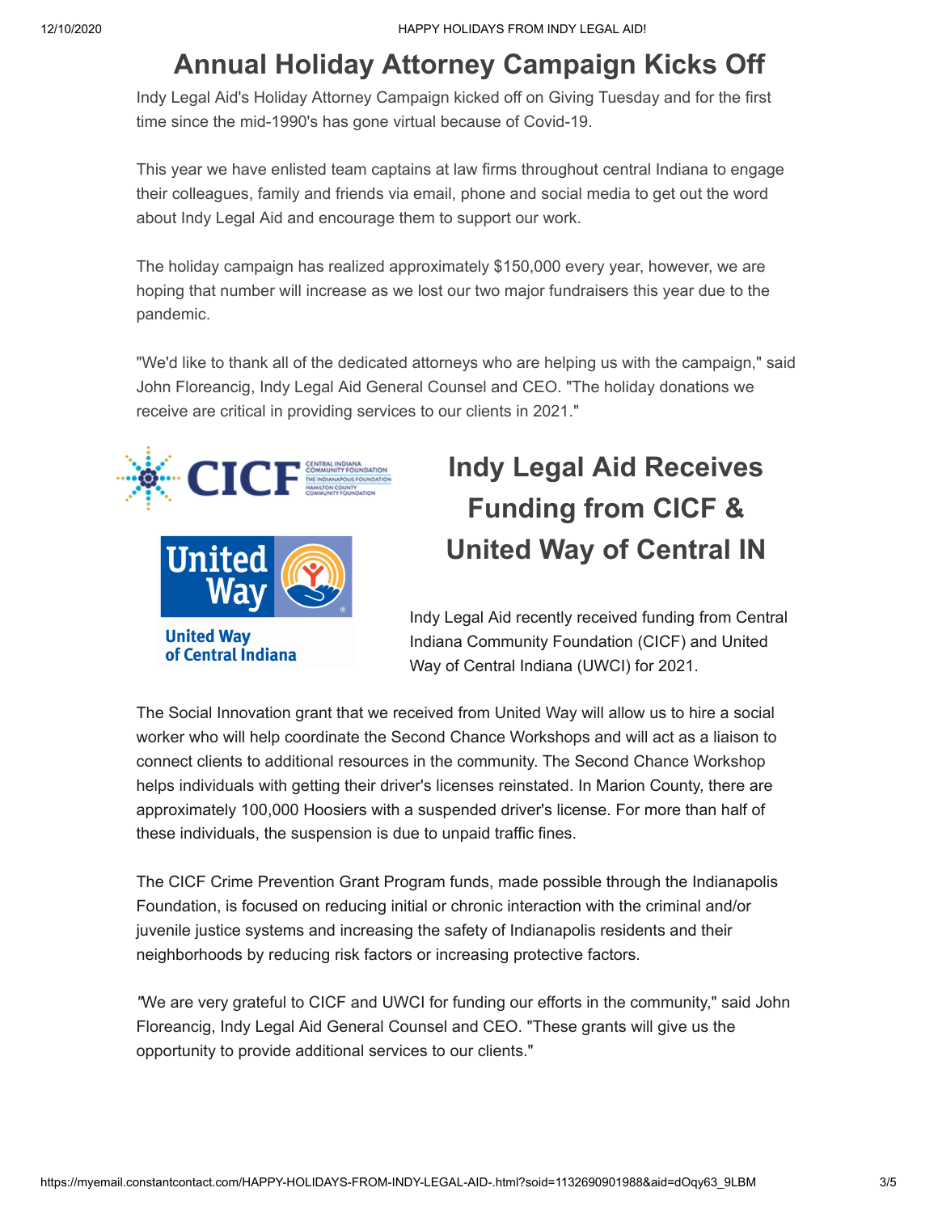# Annual Holiday Attorney Campaign Kicks Off

Indy Legal Aid's Holiday Attorney Campaign kicked off on Giving Tuesday and for the first time since the mid-1990's has gone virtual because of Covid-19.

This year we have enlisted team captains at law firms throughout central Indiana to engage their colleagues, family and friends via email, phone and social media to get out the word about Indy Legal Aid and encourage them to support our work.

The holiday campaign has realized approximately $150,000 every year, however, we are hoping that number will increase as we lost our two major fundraisers this year due to the pandemic.

"We'd like to thank all of the dedicated attorneys who are helping us with the campaign," said John Floreancig, Indy Legal Aid General Counsel and CEO. "The holiday donations we receive are critical in providing services to our clients in 2021."

# Indy Legal Aid Receives Funding from CICF & United Way of Central IN

Indy Legal Aid recently received funding from Central Indiana Community Foundation (CICF) and United Way of Central Indiana (UWCI) for 2021.

The Social Innovation grant that we received from United Way will allow us to hire a social worker who will help coordinate the Second Chance Workshops and will act as a liaison to connect clients to additional resources in the community. The Second Chance Workshop helps individuals with getting their driver's licenses reinstated. In Marion County, there are approximately 100,000 Hoosiers with a suspended driver's license. For more than half of these individuals, the suspension is due to unpaid traffic fines.

The CICF Crime Prevention Grant Program funds, made possible through the Indianapolis Foundation, is focused on reducing initial or chronic interaction with the criminal and/or juvenile justice systems and increasing the safety of Indianapolis residents and their neighborhoods by reducing risk factors or increasing protective factors.

"We are very grateful to CICF and UWCI for funding our efforts in the community," said John Floreancig, Indy Legal Aid General Counsel and CEO. "These grants will give us the opportunity to provide additional services to our clients."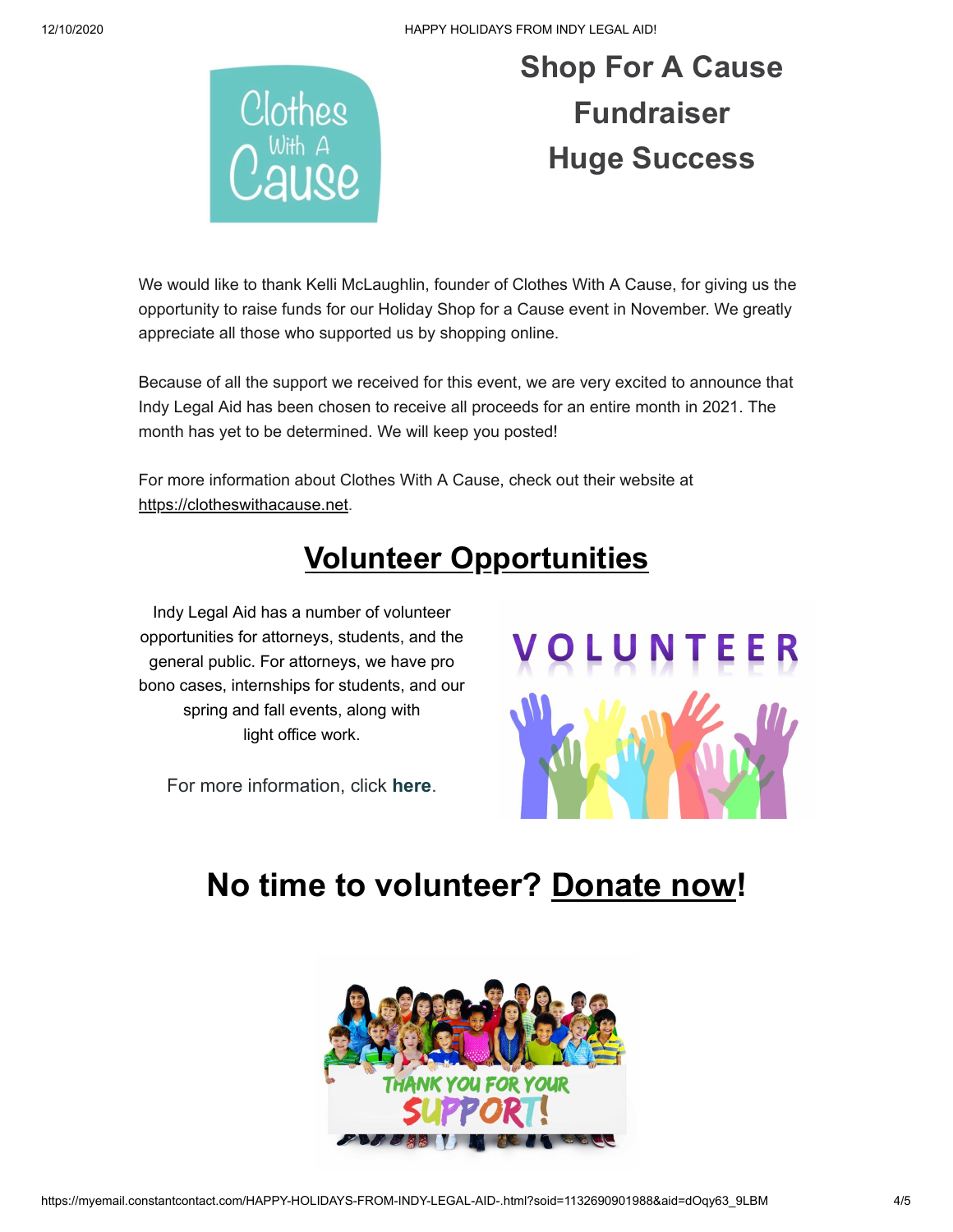# Shop For A Cause Fundraiser Huge Success

We would like to thank Kelli McLaughlin, founder of Clothes With A Cause, for giving us the opportunity to raise funds for our Holiday Shop for a Cause event in November. We greatly appreciate all those who supported us by shopping online.

Because of all the support we received for this event, we are very excited to announce that Indy Legal Aid has been chosen to receive all proceeds for an entire month in 2021. The month has yet to be determined. We will keep you posted!

For more information about Clothes With A Cause, check out their website at https://clotheswithacause.net.

## Volunteer Opportunities

Indy Legal Aid has a number of volunteer opportunities for attorneys, students, and the general public. For attorneys, we have pro bono cases, internships for students, and our spring and fall events, along with light office work.

For more information, click **here**.

## No time to volunteer? Donate now!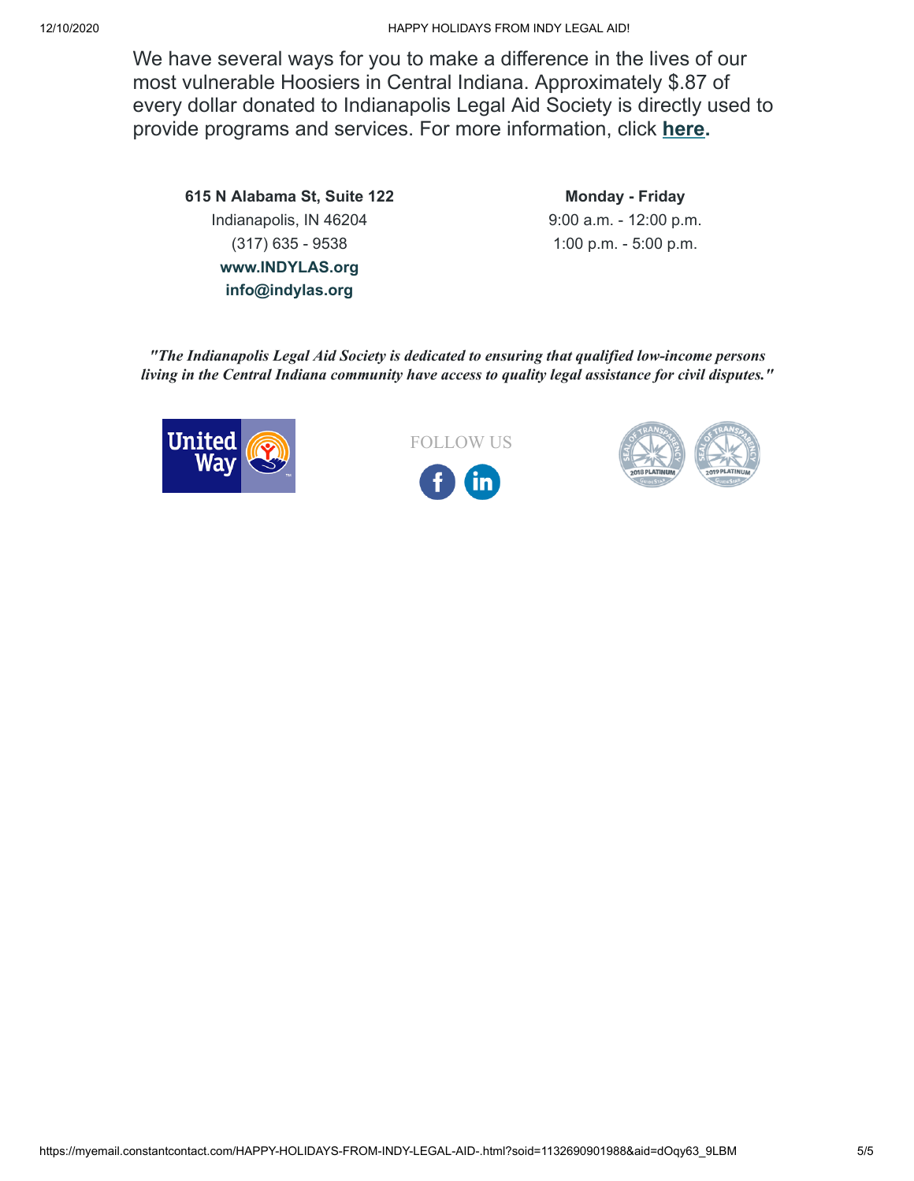We have several ways for you to make a difference in the lives of our most vulnerable Hoosiers in Central Indiana. Approximately $.87 of every dollar donated to Indianapolis Legal Aid Society is directly used to provide programs and services. For more information, click **here**.

**615 N Alabama St, Suite 122**
Indianapolis, IN 46204
(317) 635 - 9538
**www.INDYLAS.org**
**info@indylas.org**

**Monday - Friday**
9:00 a.m. - 12:00 p.m.
1:00 p.m. - 5:00 p.m.

*"The Indianapolis Legal Aid Society is dedicated to ensuring that qualified low-income persons living in the Central Indiana community have access to quality legal assistance for civil disputes."*

FOLLOW US